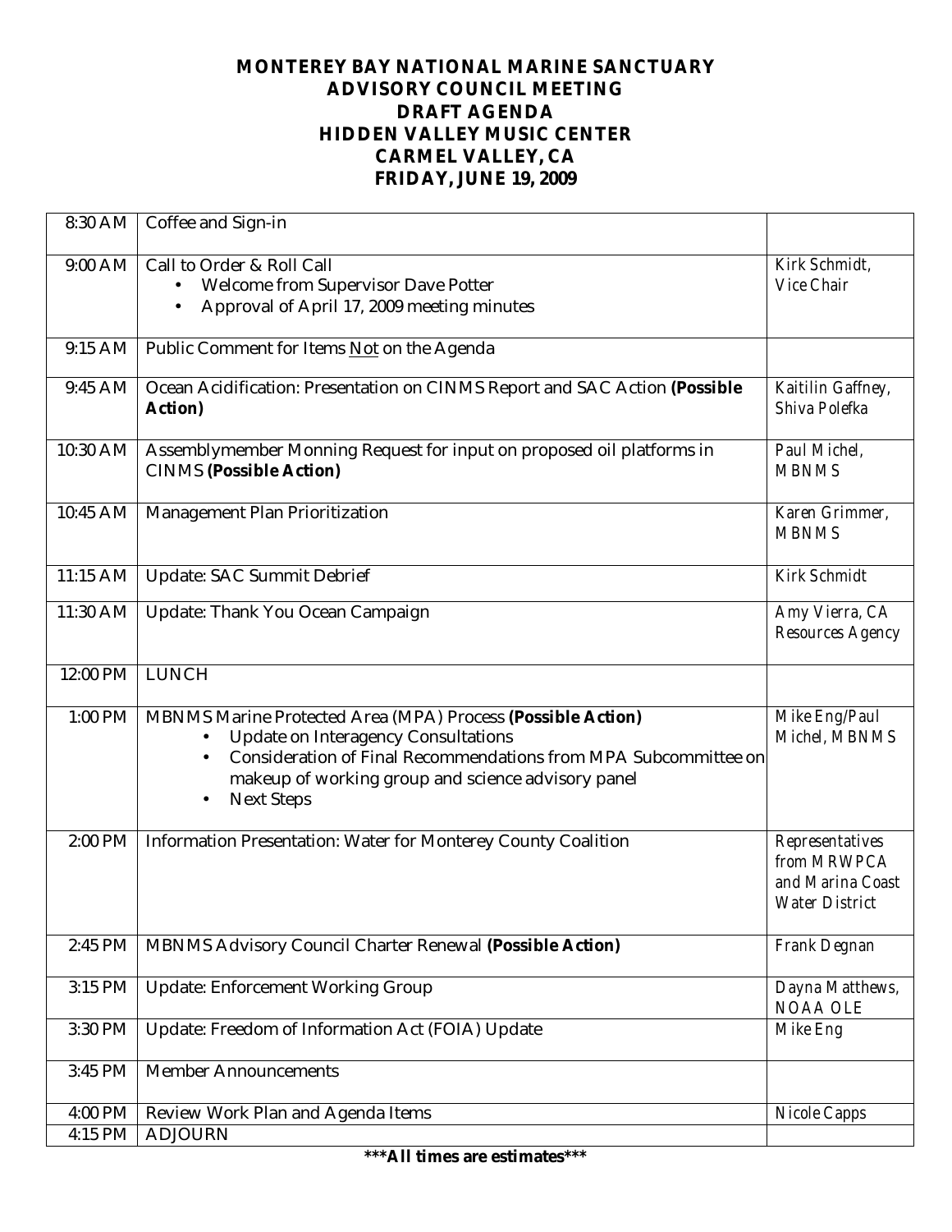# MONTEREY BAY NATIONAL MARINE SANCTUARY
# ADVISORY COUNCIL MEETING
# DRAFT AGENDA
# HIDDEN VALLEY MUSIC CENTER
# CARMEL VALLEY, CA
# FRIDAY, JUNE 19, 2009

| Time | Item | Presenter |
|---|---|---|
| 8:30 AM | Coffee and Sign-in | |
| 9:00 AM | Call to Order & Roll Call<br>• Welcome from Supervisor Dave Potter<br>• Approval of April 17, 2009 meeting minutes | *Kirk Schmidt, Vice Chair* |
| 9:15 AM | Public Comment for Items Not on the Agenda | |
| 9:45 AM | Ocean Acidification: Presentation on CINMS Report and SAC Action **(Possible Action)** | *Kaitilin Gaffney, Shiva Polefka* |
| 10:30 AM | Assemblymember Monning Request for input on proposed oil platforms in CINMS **(Possible Action)** | *Paul Michel, MBNMS* |
| 10:45 AM | Management Plan Prioritization | *Karen Grimmer, MBNMS* |
| 11:15 AM | Update: SAC Summit Debrief | *Kirk Schmidt* |
| 11:30 AM | Update: Thank You Ocean Campaign | *Amy Vierra, CA Resources Agency* |
| 12:00 PM | LUNCH | |
| 1:00 PM | MBNMS Marine Protected Area (MPA) Process **(Possible Action)**<br>• Update on Interagency Consultations<br>• Consideration of Final Recommendations from MPA Subcommittee on makeup of working group and science advisory panel<br>• Next Steps | *Mike Eng/Paul Michel, MBNMS* |
| 2:00 PM | Information Presentation: Water for Monterey County Coalition | *Representatives from MRWPCA and Marina Coast Water District* |
| 2:45 PM | MBNMS Advisory Council Charter Renewal **(Possible Action)** | *Frank Degnan* |
| 3:15 PM | Update: Enforcement Working Group | *Dayna Matthews, NOAA OLE* |
| 3:30 PM | Update: Freedom of Information Act (FOIA) Update | *Mike Eng* |
| 3:45 PM | Member Announcements | |
| 4:00 PM | Review Work Plan and Agenda Items | *Nicole Capps* |
| 4:15 PM | ADJOURN | |

**\*\*\*All times are estimates\*\*\***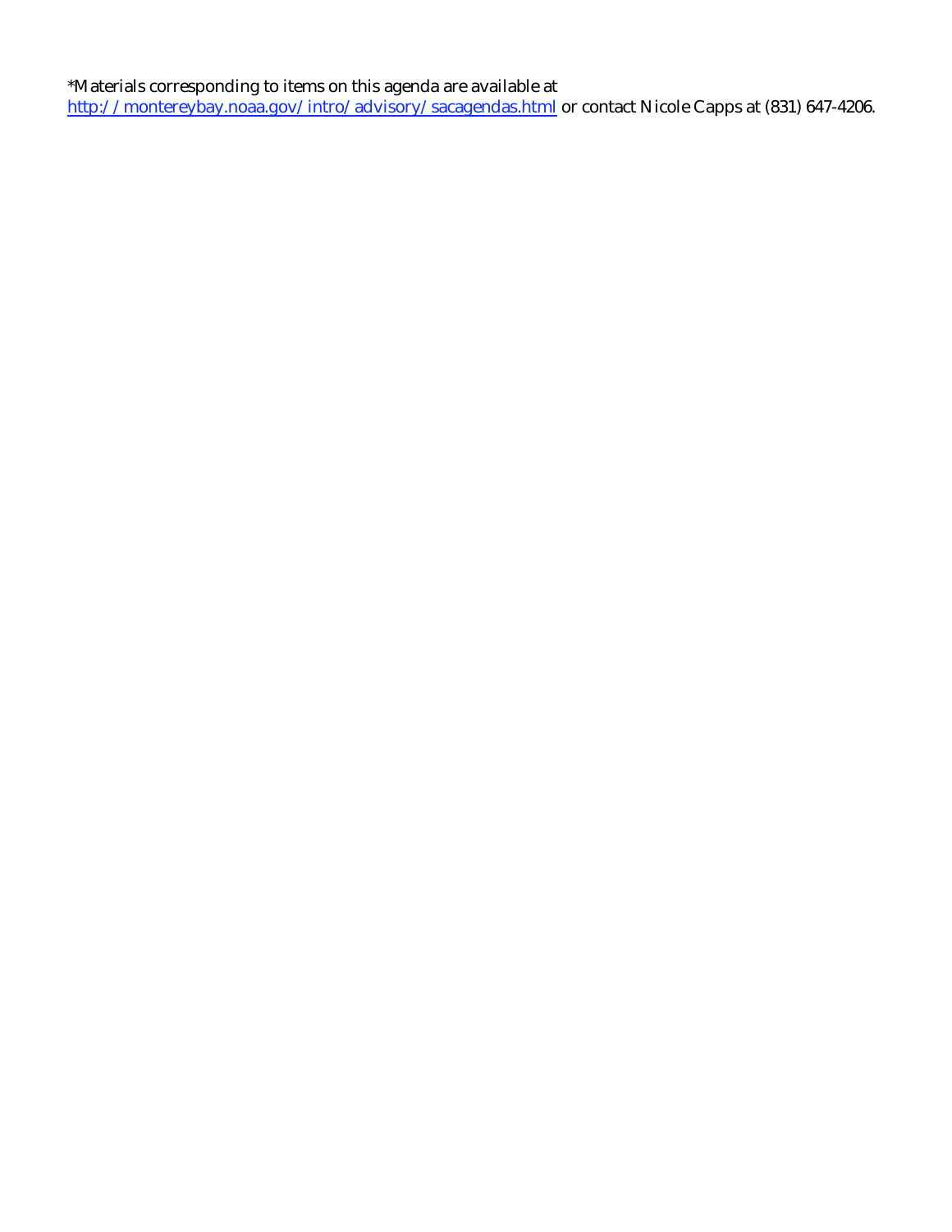*Materials corresponding to items on this agenda are available at
[http://montereybay.noaa.gov/intro/advisory/sacagendas.html](http://montereybay.noaa.gov/intro/advisory/sacagendas.html) or contact Nicole Capps at (831) 647-4206.